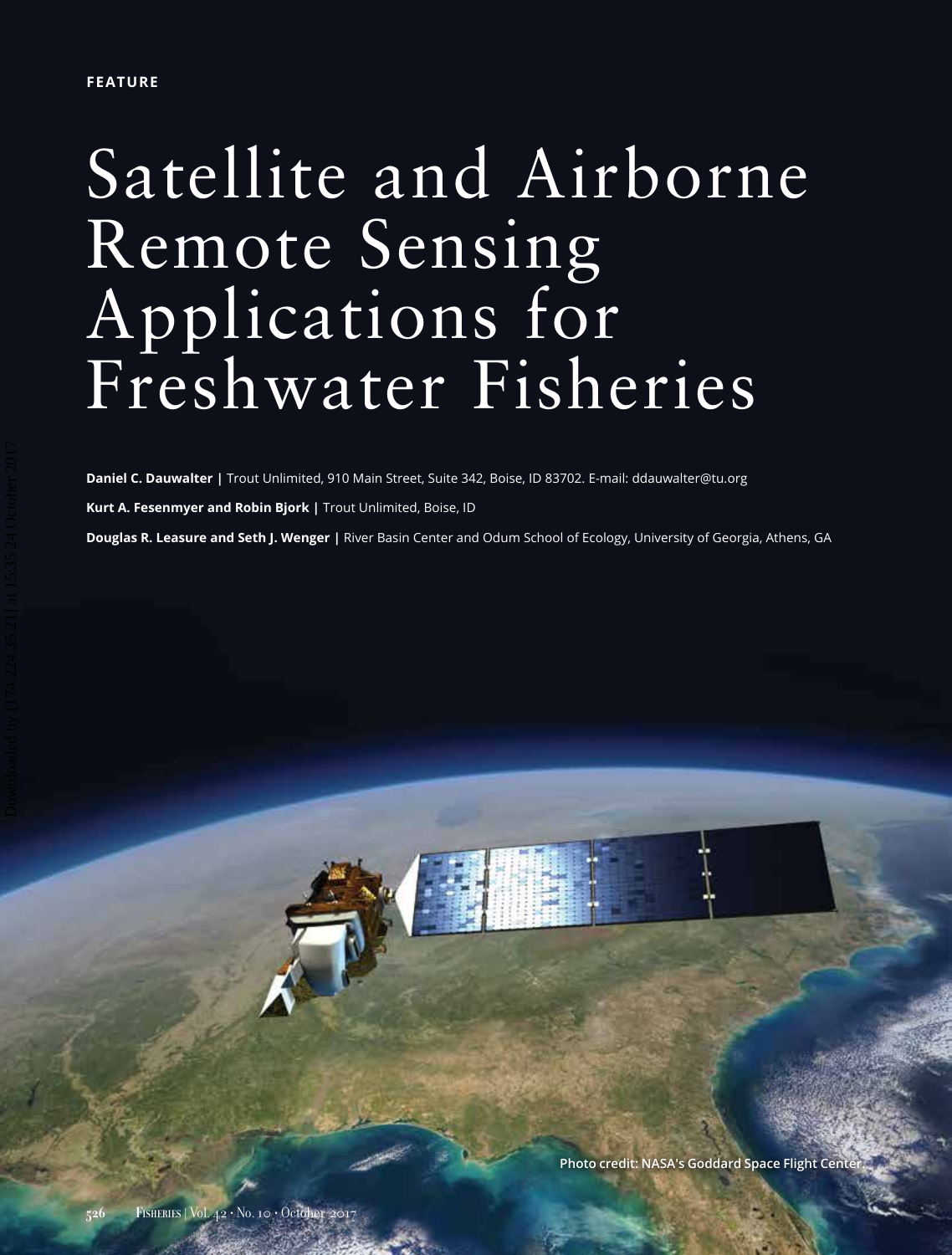FEATURE

# Satellite and Airborne Remote Sensing Applications for Freshwater Fisheries

**Daniel C. Dauwalter** | Trout Unlimited, 910 Main Street, Suite 342, Boise, ID 83702. E-mail: ddauwalter@tu.org

**Kurt A. Fesenmyer and Robin Bjork** | Trout Unlimited, Boise, ID

**Douglas R. Leasure and Seth J. Wenger** | River Basin Center and Odum School of Ecology, University of Georgia, Athens, GA

Photo credit: NASA's Goddard Space Flight Center.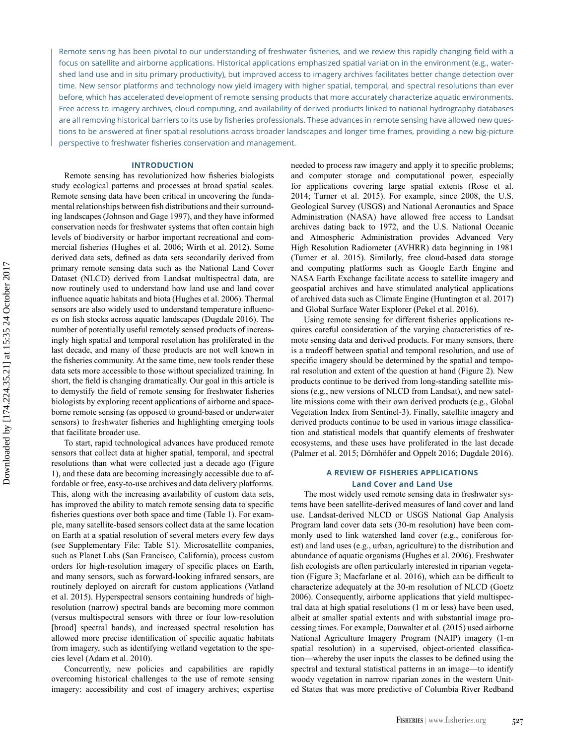Remote sensing has been pivotal to our understanding of freshwater fisheries, and we review this rapidly changing field with a focus on satellite and airborne applications. Historical applications emphasized spatial variation in the environment (e.g., watershed land use and in situ primary productivity), but improved access to imagery archives facilitates better change detection over time. New sensor platforms and technology now yield imagery with higher spatial, temporal, and spectral resolutions than ever before, which has accelerated development of remote sensing products that more accurately characterize aquatic environments. Free access to imagery archives, cloud computing, and availability of derived products linked to national hydrography databases are all removing historical barriers to its use by fisheries professionals. These advances in remote sensing have allowed new questions to be answered at finer spatial resolutions across broader landscapes and longer time frames, providing a new big-picture perspective to freshwater fisheries conservation and management.

## INTRODUCTION

Remote sensing has revolutionized how fisheries biologists study ecological patterns and processes at broad spatial scales. Remote sensing data have been critical in uncovering the fundamental relationships between fish distributions and their surrounding landscapes (Johnson and Gage 1997), and they have informed conservation needs for freshwater systems that often contain high levels of biodiversity or harbor important recreational and commercial fisheries (Hughes et al. 2006; Wirth et al. 2012). Some derived data sets, defined as data sets secondarily derived from primary remote sensing data such as the National Land Cover Dataset (NLCD) derived from Landsat multispectral data, are now routinely used to understand how land use and land cover influence aquatic habitats and biota (Hughes et al. 2006). Thermal sensors are also widely used to understand temperature influences on fish stocks across aquatic landscapes (Dugdale 2016). The number of potentially useful remotely sensed products of increasingly high spatial and temporal resolution has proliferated in the last decade, and many of these products are not well known in the fisheries community. At the same time, new tools render these data sets more accessible to those without specialized training. In short, the field is changing dramatically. Our goal in this article is to demystify the field of remote sensing for freshwater fisheries biologists by exploring recent applications of airborne and spaceborne remote sensing (as opposed to ground-based or underwater sensors) to freshwater fisheries and highlighting emerging tools that facilitate broader use.

To start, rapid technological advances have produced remote sensors that collect data at higher spatial, temporal, and spectral resolutions than what were collected just a decade ago (Figure 1), and these data are becoming increasingly accessible due to affordable or free, easy-to-use archives and data delivery platforms. This, along with the increasing availability of custom data sets, has improved the ability to match remote sensing data to specific fisheries questions over both space and time (Table 1). For example, many satellite-based sensors collect data at the same location on Earth at a spatial resolution of several meters every few days (see Supplementary File: Table S1). Microsatellite companies, such as Planet Labs (San Francisco, California), process custom orders for high-resolution imagery of specific places on Earth, and many sensors, such as forward-looking infrared sensors, are routinely deployed on aircraft for custom applications (Vatland et al. 2015). Hyperspectral sensors containing hundreds of high-resolution (narrow) spectral bands are becoming more common (versus multispectral sensors with three or four low-resolution [broad] spectral bands), and increased spectral resolution has allowed more precise identification of specific aquatic habitats from imagery, such as identifying wetland vegetation to the species level (Adam et al. 2010).

Concurrently, new policies and capabilities are rapidly overcoming historical challenges to the use of remote sensing imagery: accessibility and cost of imagery archives; expertise needed to process raw imagery and apply it to specific problems; and computer storage and computational power, especially for applications covering large spatial extents (Rose et al. 2014; Turner et al. 2015). For example, since 2008, the U.S. Geological Survey (USGS) and National Aeronautics and Space Administration (NASA) have allowed free access to Landsat archives dating back to 1972, and the U.S. National Oceanic and Atmospheric Administration provides Advanced Very High Resolution Radiometer (AVHRR) data beginning in 1981 (Turner et al. 2015). Similarly, free cloud-based data storage and computing platforms such as Google Earth Engine and NASA Earth Exchange facilitate access to satellite imagery and geospatial archives and have stimulated analytical applications of archived data such as Climate Engine (Huntington et al. 2017) and Global Surface Water Explorer (Pekel et al. 2016).

Using remote sensing for different fisheries applications requires careful consideration of the varying characteristics of remote sensing data and derived products. For many sensors, there is a tradeoff between spatial and temporal resolution, and use of specific imagery should be determined by the spatial and temporal resolution and extent of the question at hand (Figure 2). New products continue to be derived from long-standing satellite missions (e.g., new versions of NLCD from Landsat), and new satellite missions come with their own derived products (e.g., Global Vegetation Index from Sentinel-3). Finally, satellite imagery and derived products continue to be used in various image classification and statistical models that quantify elements of freshwater ecosystems, and these uses have proliferated in the last decade (Palmer et al. 2015; Dörnhöfer and Oppelt 2016; Dugdale 2016).

## A REVIEW OF FISHERIES APPLICATIONS

### Land Cover and Land Use

The most widely used remote sensing data in freshwater systems have been satellite-derived measures of land cover and land use. Landsat-derived NLCD or USGS National Gap Analysis Program land cover data sets (30-m resolution) have been commonly used to link watershed land cover (e.g., coniferous forest) and land uses (e.g., urban, agriculture) to the distribution and abundance of aquatic organisms (Hughes et al. 2006). Freshwater fish ecologists are often particularly interested in riparian vegetation (Figure 3; Macfarlane et al. 2016), which can be difficult to characterize adequately at the 30-m resolution of NLCD (Goetz 2006). Consequently, airborne applications that yield multispectral data at high spatial resolutions (1 m or less) have been used, albeit at smaller spatial extents and with substantial image processing times. For example, Dauwalter et al. (2015) used airborne National Agriculture Imagery Program (NAIP) imagery (1-m spatial resolution) in a supervised, object-oriented classification—whereby the user inputs the classes to be defined using the spectral and textural statistical patterns in an image—to identify woody vegetation in narrow riparian zones in the western United States that was more predictive of Columbia River Redband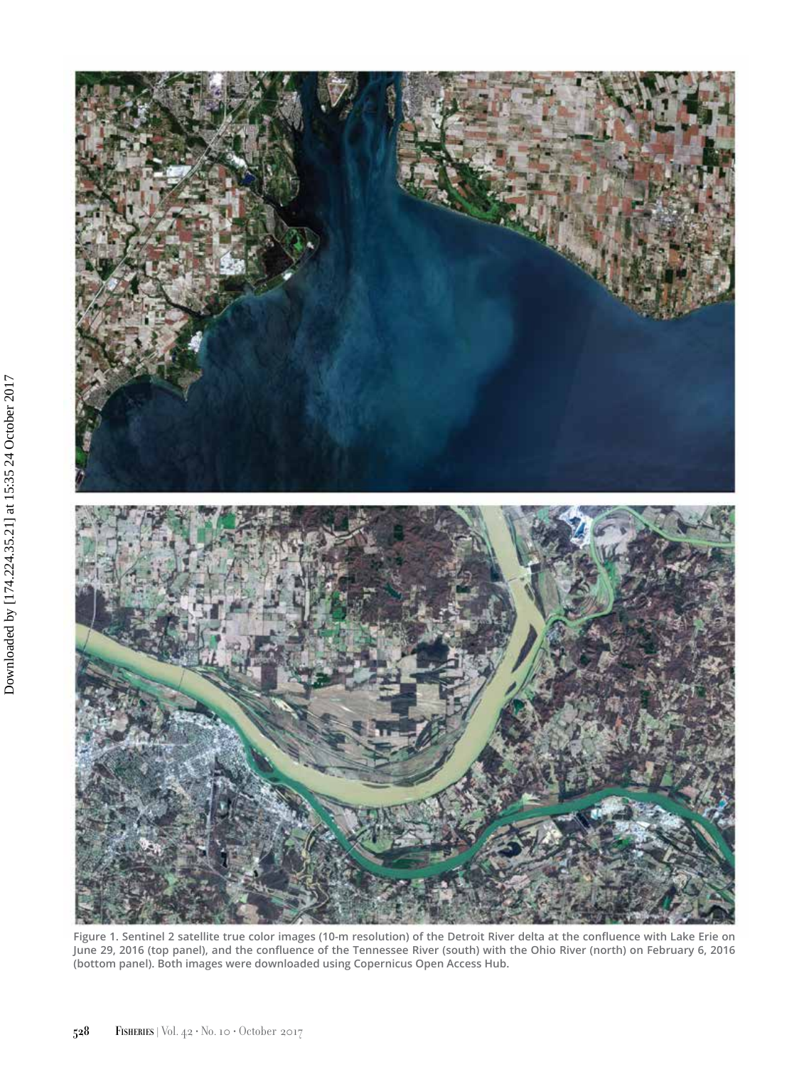Figure 1. Sentinel 2 satellite true color images (10-m resolution) of the Detroit River delta at the confluence with Lake Erie on June 29, 2016 (top panel), and the confluence of the Tennessee River (south) with the Ohio River (north) on February 6, 2016 (bottom panel). Both images were downloaded using Copernicus Open Access Hub.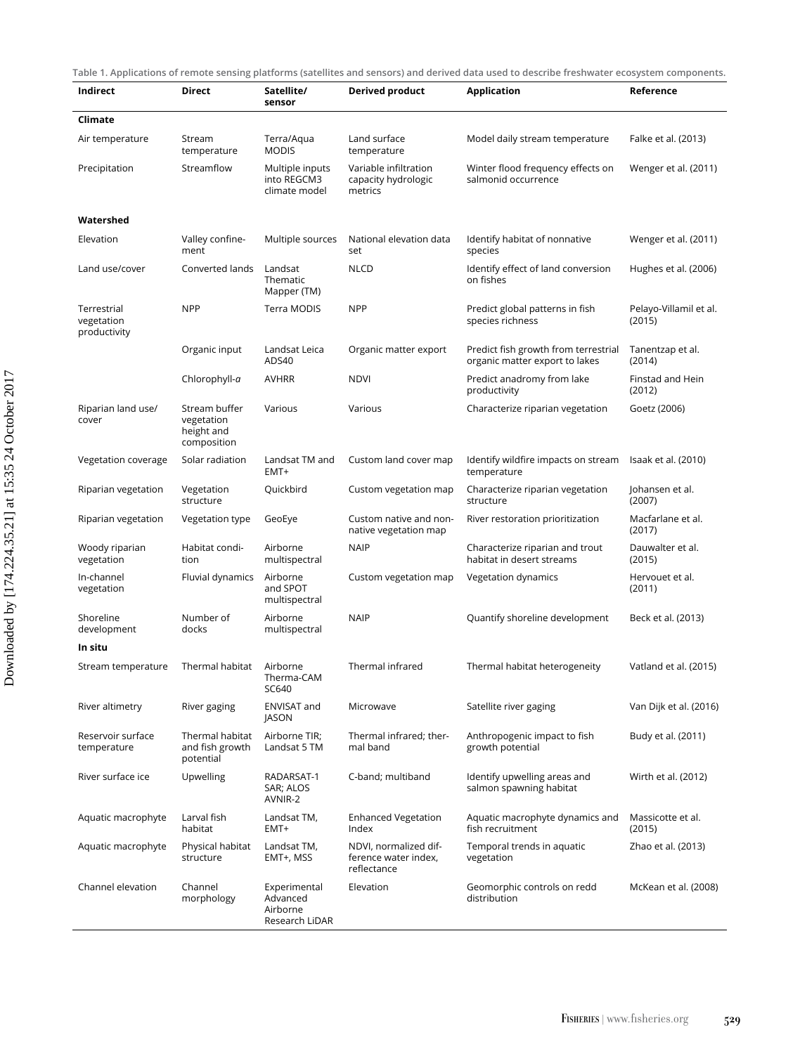Table 1. Applications of remote sensing platforms (satellites and sensors) and derived data used to describe freshwater ecosystem components.

| Indirect | Direct | Satellite/ sensor | Derived product | Application | Reference |
|---|---|---|---|---|---|
| **Climate** | | | | | |
| Air temperature | Stream temperature | Terra/Aqua MODIS | Land surface temperature | Model daily stream temperature | Falke et al. (2013) |
| Precipitation | Streamflow | Multiple inputs into REGCM3 climate model | Variable infiltration capacity hydrologic metrics | Winter flood frequency effects on salmonid occurrence | Wenger et al. (2011) |
| **Watershed** | | | | | |
| Elevation | Valley confinement | Multiple sources | National elevation data set | Identify habitat of nonnative species | Wenger et al. (2011) |
| Land use/cover | Converted lands | Landsat Thematic Mapper (TM) | NLCD | Identify effect of land conversion on fishes | Hughes et al. (2006) |
| Terrestrial vegetation productivity | NPP | Terra MODIS | NPP | Predict global patterns in fish species richness | Pelayo-Villamil et al. (2015) |
| | Organic input | Landsat Leica ADS40 | Organic matter export | Predict fish growth from terrestrial organic matter export to lakes | Tanentzap et al. (2014) |
| | Chlorophyll-*a* | AVHRR | NDVI | Predict anadromy from lake productivity | Finstad and Hein (2012) |
| Riparian land use/ cover | Stream buffer vegetation height and composition | Various | Various | Characterize riparian vegetation | Goetz (2006) |
| Vegetation coverage | Solar radiation | Landsat TM and EMT+ | Custom land cover map | Identify wildfire impacts on stream temperature | Isaak et al. (2010) |
| Riparian vegetation | Vegetation structure | Quickbird | Custom vegetation map | Characterize riparian vegetation structure | Johansen et al. (2007) |
| Riparian vegetation | Vegetation type | GeoEye | Custom native and non-native vegetation map | River restoration prioritization | Macfarlane et al. (2017) |
| Woody riparian vegetation | Habitat condition | Airborne multispectral | NAIP | Characterize riparian and trout habitat in desert streams | Dauwalter et al. (2015) |
| In-channel vegetation | Fluvial dynamics | Airborne and SPOT multispectral | Custom vegetation map | Vegetation dynamics | Hervouet et al. (2011) |
| Shoreline development | Number of docks | Airborne multispectral | NAIP | Quantify shoreline development | Beck et al. (2013) |
| **In situ** | | | | | |
| Stream temperature | Thermal habitat | Airborne Therma-CAM SC640 | Thermal infrared | Thermal habitat heterogeneity | Vatland et al. (2015) |
| River altimetry | River gaging | ENVISAT and JASON | Microwave | Satellite river gaging | Van Dijk et al. (2016) |
| Reservoir surface temperature | Thermal habitat and fish growth potential | Airborne TIR; Landsat 5 TM | Thermal infrared; thermal band | Anthropogenic impact to fish growth potential | Budy et al. (2011) |
| River surface ice | Upwelling | RADARSAT-1 SAR; ALOS AVNIR-2 | C-band; multiband | Identify upwelling areas and salmon spawning habitat | Wirth et al. (2012) |
| Aquatic macrophyte | Larval fish habitat | Landsat TM, EMT+ | Enhanced Vegetation Index | Aquatic macrophyte dynamics and fish recruitment | Massicotte et al. (2015) |
| Aquatic macrophyte | Physical habitat structure | Landsat TM, EMT+, MSS | NDVI, normalized difference water index, reflectance | Temporal trends in aquatic vegetation | Zhao et al. (2013) |
| Channel elevation | Channel morphology | Experimental Advanced Airborne Research LiDAR | Elevation | Geomorphic controls on redd distribution | McKean et al. (2008) |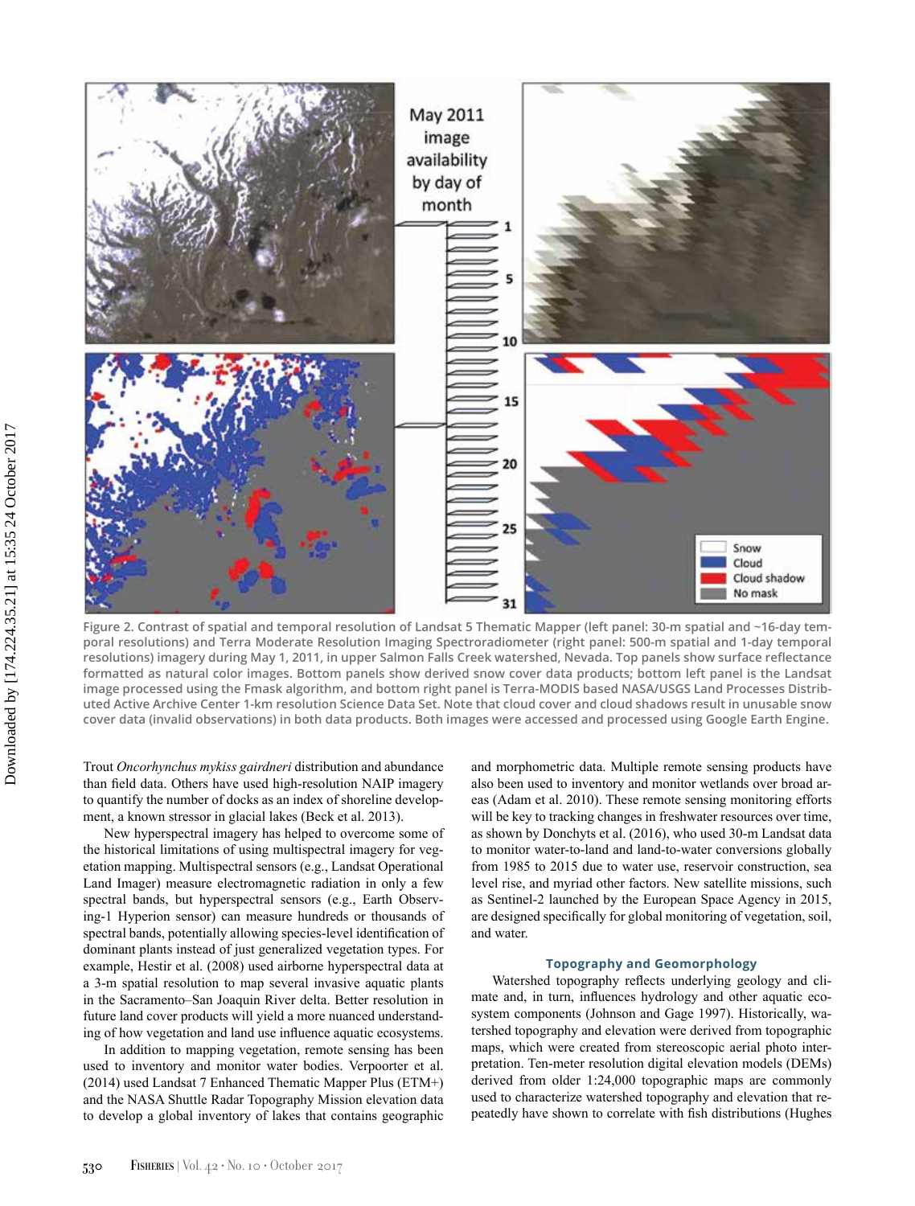Figure 2. Contrast of spatial and temporal resolution of Landsat 5 Thematic Mapper (left panel: 30-m spatial and ~16-day temporal resolutions) and Terra Moderate Resolution Imaging Spectroradiometer (right panel: 500-m spatial and 1-day temporal resolutions) imagery during May 1, 2011, in upper Salmon Falls Creek watershed, Nevada. Top panels show surface reflectance formatted as natural color images. Bottom panels show derived snow cover data products; bottom left panel is the Landsat image processed using the Fmask algorithm, and bottom right panel is Terra-MODIS based NASA/USGS Land Processes Distributed Active Archive Center 1-km resolution Science Data Set. Note that cloud cover and cloud shadows result in unusable snow cover data (invalid observations) in both data products. Both images were accessed and processed using Google Earth Engine.

Trout *Oncorhynchus mykiss gairdneri* distribution and abundance than field data. Others have used high-resolution NAIP imagery to quantify the number of docks as an index of shoreline development, a known stressor in glacial lakes (Beck et al. 2013).

New hyperspectral imagery has helped to overcome some of the historical limitations of using multispectral imagery for vegetation mapping. Multispectral sensors (e.g., Landsat Operational Land Imager) measure electromagnetic radiation in only a few spectral bands, but hyperspectral sensors (e.g., Earth Observing-1 Hyperion sensor) can measure hundreds or thousands of spectral bands, potentially allowing species-level identification of dominant plants instead of just generalized vegetation types. For example, Hestir et al. (2008) used airborne hyperspectral data at a 3-m spatial resolution to map several invasive aquatic plants in the Sacramento–San Joaquin River delta. Better resolution in future land cover products will yield a more nuanced understanding of how vegetation and land use influence aquatic ecosystems.

In addition to mapping vegetation, remote sensing has been used to inventory and monitor water bodies. Verpoorter et al. (2014) used Landsat 7 Enhanced Thematic Mapper Plus (ETM+) and the NASA Shuttle Radar Topography Mission elevation data to develop a global inventory of lakes that contains geographic and morphometric data. Multiple remote sensing products have also been used to inventory and monitor wetlands over broad areas (Adam et al. 2010). These remote sensing monitoring efforts will be key to tracking changes in freshwater resources over time, as shown by Donchyts et al. (2016), who used 30-m Landsat data to monitor water-to-land and land-to-water conversions globally from 1985 to 2015 due to water use, reservoir construction, sea level rise, and myriad other factors. New satellite missions, such as Sentinel-2 launched by the European Space Agency in 2015, are designed specifically for global monitoring of vegetation, soil, and water.

### Topography and Geomorphology

Watershed topography reflects underlying geology and climate and, in turn, influences hydrology and other aquatic ecosystem components (Johnson and Gage 1997). Historically, watershed topography and elevation were derived from topographic maps, which were created from stereoscopic aerial photo interpretation. Ten-meter resolution digital elevation models (DEMs) derived from older 1:24,000 topographic maps are commonly used to characterize watershed topography and elevation that repeatedly have shown to correlate with fish distributions (Hughes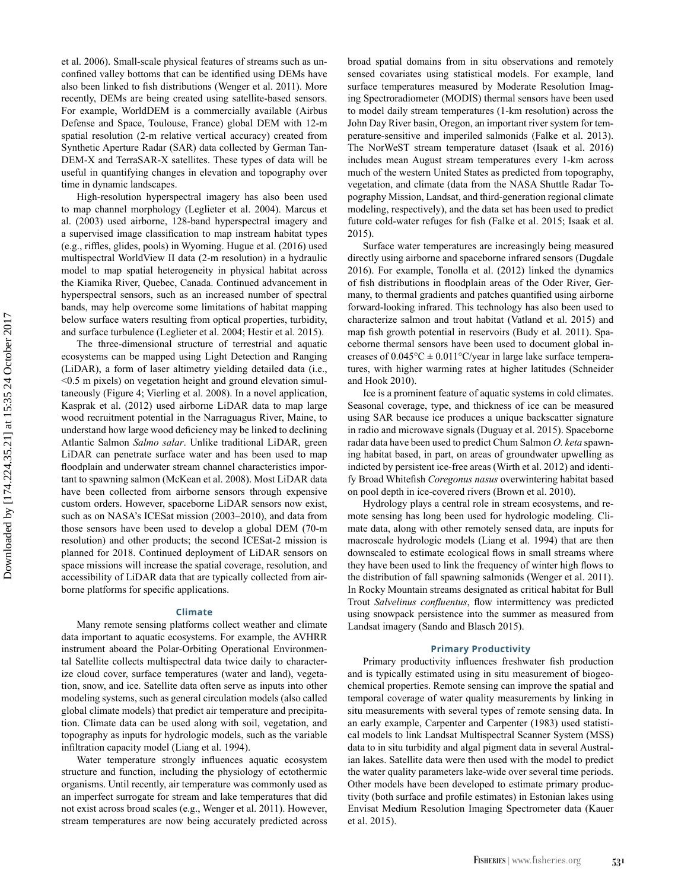et al. 2006). Small-scale physical features of streams such as unconfined valley bottoms that can be identified using DEMs have also been linked to fish distributions (Wenger et al. 2011). More recently, DEMs are being created using satellite-based sensors. For example, WorldDEM is a commercially available (Airbus Defense and Space, Toulouse, France) global DEM with 12-m spatial resolution (2-m relative vertical accuracy) created from Synthetic Aperture Radar (SAR) data collected by German TanDEM-X and TerraSAR-X satellites. These types of data will be useful in quantifying changes in elevation and topography over time in dynamic landscapes.

High-resolution hyperspectral imagery has also been used to map channel morphology (Legleiter et al. 2004). Marcus et al. (2003) used airborne, 128-band hyperspectral imagery and a supervised image classification to map instream habitat types (e.g., riffles, glides, pools) in Wyoming. Hugue et al. (2016) used multispectral WorldView II data (2-m resolution) in a hydraulic model to map spatial heterogeneity in physical habitat across the Kiamika River, Quebec, Canada. Continued advancement in hyperspectral sensors, such as an increased number of spectral bands, may help overcome some limitations of habitat mapping below surface waters resulting from optical properties, turbidity, and surface turbulence (Legleiter et al. 2004; Hestir et al. 2015).

The three-dimensional structure of terrestrial and aquatic ecosystems can be mapped using Light Detection and Ranging (LiDAR), a form of laser altimetry yielding detailed data (i.e., <0.5 m pixels) on vegetation height and ground elevation simultaneously (Figure 4; Vierling et al. 2008). In a novel application, Kasprak et al. (2012) used airborne LiDAR data to map large wood recruitment potential in the Narraguagus River, Maine, to understand how large wood deficiency may be linked to declining Atlantic Salmon *Salmo salar*. Unlike traditional LiDAR, green LiDAR can penetrate surface water and has been used to map floodplain and underwater stream channel characteristics important to spawning salmon (McKean et al. 2008). Most LiDAR data have been collected from airborne sensors through expensive custom orders. However, spaceborne LiDAR sensors now exist, such as on NASA's ICESat mission (2003–2010), and data from those sensors have been used to develop a global DEM (70-m resolution) and other products; the second ICESat-2 mission is planned for 2018. Continued deployment of LiDAR sensors on space missions will increase the spatial coverage, resolution, and accessibility of LiDAR data that are typically collected from airborne platforms for specific applications.

## Climate

Many remote sensing platforms collect weather and climate data important to aquatic ecosystems. For example, the AVHRR instrument aboard the Polar-Orbiting Operational Environmental Satellite collects multispectral data twice daily to characterize cloud cover, surface temperatures (water and land), vegetation, snow, and ice. Satellite data often serve as inputs into other modeling systems, such as general circulation models (also called global climate models) that predict air temperature and precipitation. Climate data can be used along with soil, vegetation, and topography as inputs for hydrologic models, such as the variable infiltration capacity model (Liang et al. 1994).

Water temperature strongly influences aquatic ecosystem structure and function, including the physiology of ectothermic organisms. Until recently, air temperature was commonly used as an imperfect surrogate for stream and lake temperatures that did not exist across broad scales (e.g., Wenger et al. 2011). However, stream temperatures are now being accurately predicted across broad spatial domains from in situ observations and remotely sensed covariates using statistical models. For example, land surface temperatures measured by Moderate Resolution Imaging Spectroradiometer (MODIS) thermal sensors have been used to model daily stream temperatures (1-km resolution) across the John Day River basin, Oregon, an important river system for temperature-sensitive and imperiled salmonids (Falke et al. 2013). The NorWeST stream temperature dataset (Isaak et al. 2016) includes mean August stream temperatures every 1-km across much of the western United States as predicted from topography, vegetation, and climate (data from the NASA Shuttle Radar Topography Mission, Landsat, and third-generation regional climate modeling, respectively), and the data set has been used to predict future cold-water refuges for fish (Falke et al. 2015; Isaak et al. 2015).

Surface water temperatures are increasingly being measured directly using airborne and spaceborne infrared sensors (Dugdale 2016). For example, Tonolla et al. (2012) linked the dynamics of fish distributions in floodplain areas of the Oder River, Germany, to thermal gradients and patches quantified using airborne forward-looking infrared. This technology has also been used to characterize salmon and trout habitat (Vatland et al. 2015) and map fish growth potential in reservoirs (Budy et al. 2011). Spaceborne thermal sensors have been used to document global increases of 0.045°C ± 0.011°C/year in large lake surface temperatures, with higher warming rates at higher latitudes (Schneider and Hook 2010).

Ice is a prominent feature of aquatic systems in cold climates. Seasonal coverage, type, and thickness of ice can be measured using SAR because ice produces a unique backscatter signature in radio and microwave signals (Duguay et al. 2015). Spaceborne radar data have been used to predict Chum Salmon *O. keta* spawning habitat based, in part, on areas of groundwater upwelling as indicted by persistent ice-free areas (Wirth et al. 2012) and identify Broad Whitefish *Coregonus nasus* overwintering habitat based on pool depth in ice-covered rivers (Brown et al. 2010).

Hydrology plays a central role in stream ecosystems, and remote sensing has long been used for hydrologic modeling. Climate data, along with other remotely sensed data, are inputs for macroscale hydrologic models (Liang et al. 1994) that are then downscaled to estimate ecological flows in small streams where they have been used to link the frequency of winter high flows to the distribution of fall spawning salmonids (Wenger et al. 2011). In Rocky Mountain streams designated as critical habitat for Bull Trout *Salvelinus confluentus*, flow intermittency was predicted using snowpack persistence into the summer as measured from Landsat imagery (Sando and Blasch 2015).

## Primary Productivity

Primary productivity influences freshwater fish production and is typically estimated using in situ measurement of biogeochemical properties. Remote sensing can improve the spatial and temporal coverage of water quality measurements by linking in situ measurements with several types of remote sensing data. In an early example, Carpenter and Carpenter (1983) used statistical models to link Landsat Multispectral Scanner System (MSS) data to in situ turbidity and algal pigment data in several Australian lakes. Satellite data were then used with the model to predict the water quality parameters lake-wide over several time periods. Other models have been developed to estimate primary productivity (both surface and profile estimates) in Estonian lakes using Envisat Medium Resolution Imaging Spectrometer data (Kauer et al. 2015).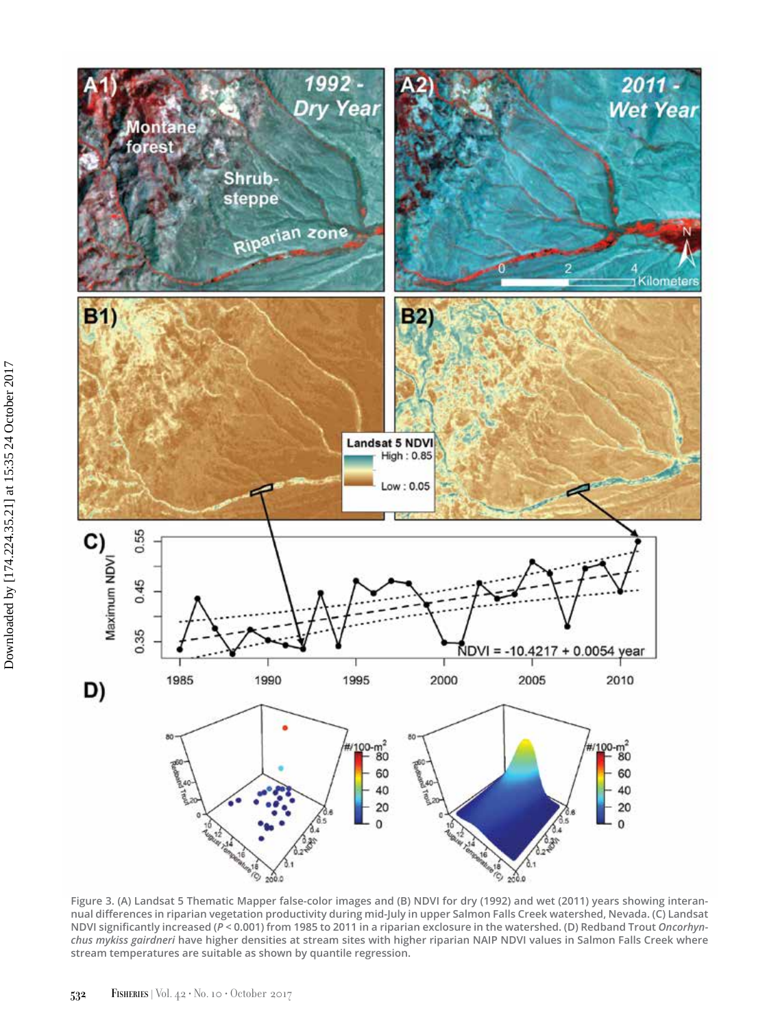Figure 3. (A) Landsat 5 Thematic Mapper false-color images and (B) NDVI for dry (1992) and wet (2011) years showing interannual differences in riparian vegetation productivity during mid-July in upper Salmon Falls Creek watershed, Nevada. (C) Landsat NDVI significantly increased ($P < 0.001$) from 1985 to 2011 in a riparian exclosure in the watershed. (D) Redband Trout *Oncorhynchus mykiss gairdneri* have higher densities at stream sites with higher riparian NAIP NDVI values in Salmon Falls Creek where stream temperatures are suitable as shown by quantile regression.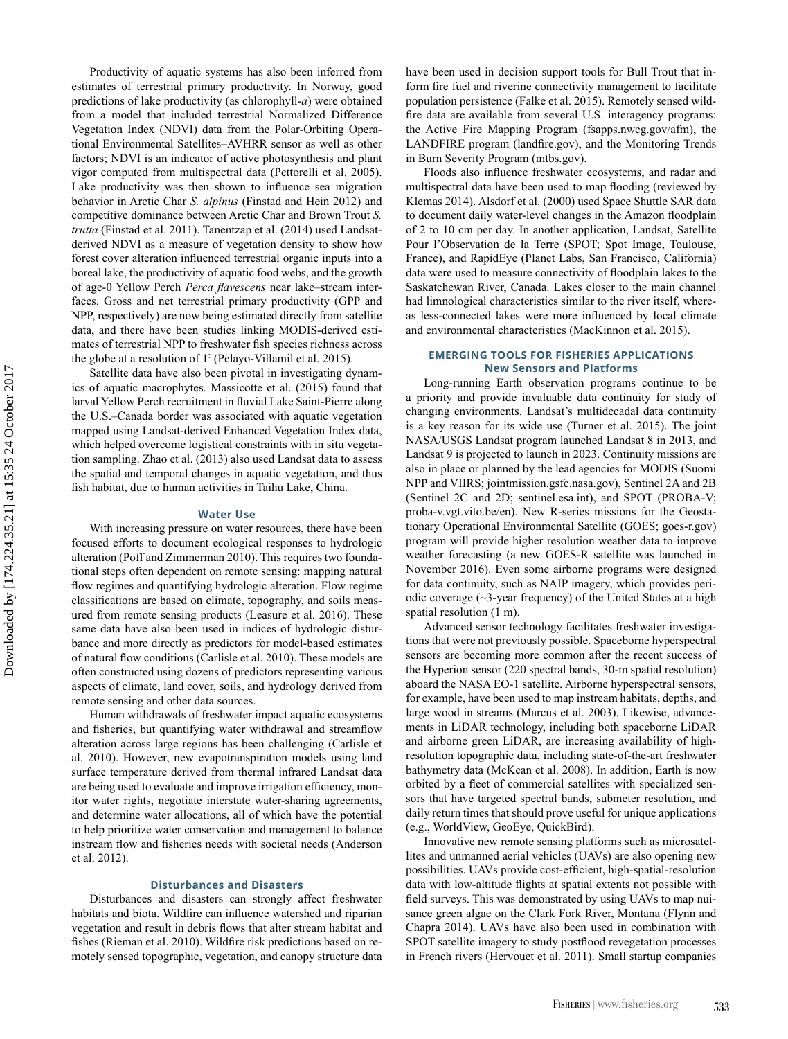Productivity of aquatic systems has also been inferred from estimates of terrestrial primary productivity. In Norway, good predictions of lake productivity (as chlorophyll-*a*) were obtained from a model that included terrestrial Normalized Difference Vegetation Index (NDVI) data from the Polar-Orbiting Operational Environmental Satellites–AVHRR sensor as well as other factors; NDVI is an indicator of active photosynthesis and plant vigor computed from multispectral data (Pettorelli et al. 2005). Lake productivity was then shown to influence sea migration behavior in Arctic Char *S. alpinus* (Finstad and Hein 2012) and competitive dominance between Arctic Char and Brown Trout *S. trutta* (Finstad et al. 2011). Tanentzap et al. (2014) used Landsat-derived NDVI as a measure of vegetation density to show how forest cover alteration influenced terrestrial organic inputs into a boreal lake, the productivity of aquatic food webs, and the growth of age-0 Yellow Perch *Perca flavescens* near lake–stream interfaces. Gross and net terrestrial primary productivity (GPP and NPP, respectively) are now being estimated directly from satellite data, and there have been studies linking MODIS-derived estimates of terrestrial NPP to freshwater fish species richness across the globe at a resolution of 1° (Pelayo-Villamil et al. 2015).

Satellite data have also been pivotal in investigating dynamics of aquatic macrophytes. Massicotte et al. (2015) found that larval Yellow Perch recruitment in fluvial Lake Saint-Pierre along the U.S.–Canada border was associated with aquatic vegetation mapped using Landsat-derived Enhanced Vegetation Index data, which helped overcome logistical constraints with in situ vegetation sampling. Zhao et al. (2013) also used Landsat data to assess the spatial and temporal changes in aquatic vegetation, and thus fish habitat, due to human activities in Taihu Lake, China.

### Water Use

With increasing pressure on water resources, there have been focused efforts to document ecological responses to hydrologic alteration (Poff and Zimmerman 2010). This requires two foundational steps often dependent on remote sensing: mapping natural flow regimes and quantifying hydrologic alteration. Flow regime classifications are based on climate, topography, and soils measured from remote sensing products (Leasure et al. 2016). These same data have also been used in indices of hydrologic disturbance and more directly as predictors for model-based estimates of natural flow conditions (Carlisle et al. 2010). These models are often constructed using dozens of predictors representing various aspects of climate, land cover, soils, and hydrology derived from remote sensing and other data sources.

Human withdrawals of freshwater impact aquatic ecosystems and fisheries, but quantifying water withdrawal and streamflow alteration across large regions has been challenging (Carlisle et al. 2010). However, new evapotranspiration models using land surface temperature derived from thermal infrared Landsat data are being used to evaluate and improve irrigation efficiency, monitor water rights, negotiate interstate water-sharing agreements, and determine water allocations, all of which have the potential to help prioritize water conservation and management to balance instream flow and fisheries needs with societal needs (Anderson et al. 2012).

### Disturbances and Disasters

Disturbances and disasters can strongly affect freshwater habitats and biota. Wildfire can influence watershed and riparian vegetation and result in debris flows that alter stream habitat and fishes (Rieman et al. 2010). Wildfire risk predictions based on remotely sensed topographic, vegetation, and canopy structure data have been used in decision support tools for Bull Trout that inform fire fuel and riverine connectivity management to facilitate population persistence (Falke et al. 2015). Remotely sensed wildfire data are available from several U.S. interagency programs: the Active Fire Mapping Program (fsapps.nwcg.gov/afm), the LANDFIRE program (landfire.gov), and the Monitoring Trends in Burn Severity Program (mtbs.gov).

Floods also influence freshwater ecosystems, and radar and multispectral data have been used to map flooding (reviewed by Klemas 2014). Alsdorf et al. (2000) used Space Shuttle SAR data to document daily water-level changes in the Amazon floodplain of 2 to 10 cm per day. In another application, Landsat, Satellite Pour l'Observation de la Terre (SPOT; Spot Image, Toulouse, France), and RapidEye (Planet Labs, San Francisco, California) data were used to measure connectivity of floodplain lakes to the Saskatchewan River, Canada. Lakes closer to the main channel had limnological characteristics similar to the river itself, whereas less-connected lakes were more influenced by local climate and environmental characteristics (MacKinnon et al. 2015).

## EMERGING TOOLS FOR FISHERIES APPLICATIONS

### New Sensors and Platforms

Long-running Earth observation programs continue to be a priority and provide invaluable data continuity for study of changing environments. Landsat's multidecadal data continuity is a key reason for its wide use (Turner et al. 2015). The joint NASA/USGS Landsat program launched Landsat 8 in 2013, and Landsat 9 is projected to launch in 2023. Continuity missions are also in place or planned by the lead agencies for MODIS (Suomi NPP and VIIRS; jointmission.gsfc.nasa.gov), Sentinel 2A and 2B (Sentinel 2C and 2D; sentinel.esa.int), and SPOT (PROBA-V; proba-v.vgt.vito.be/en). New R-series missions for the Geostationary Operational Environmental Satellite (GOES; goes-r.gov) program will provide higher resolution weather data to improve weather forecasting (a new GOES-R satellite was launched in November 2016). Even some airborne programs were designed for data continuity, such as NAIP imagery, which provides periodic coverage (~3-year frequency) of the United States at a high spatial resolution (1 m).

Advanced sensor technology facilitates freshwater investigations that were not previously possible. Spaceborne hyperspectral sensors are becoming more common after the recent success of the Hyperion sensor (220 spectral bands, 30-m spatial resolution) aboard the NASA EO-1 satellite. Airborne hyperspectral sensors, for example, have been used to map instream habitats, depths, and large wood in streams (Marcus et al. 2003). Likewise, advancements in LiDAR technology, including both spaceborne LiDAR and airborne green LiDAR, are increasing availability of high-resolution topographic data, including state-of-the-art freshwater bathymetry data (McKean et al. 2008). In addition, Earth is now orbited by a fleet of commercial satellites with specialized sensors that have targeted spectral bands, submeter resolution, and daily return times that should prove useful for unique applications (e.g., WorldView, GeoEye, QuickBird).

Innovative new remote sensing platforms such as microsatellites and unmanned aerial vehicles (UAVs) are also opening new possibilities. UAVs provide cost-efficient, high-spatial-resolution data with low-altitude flights at spatial extents not possible with field surveys. This was demonstrated by using UAVs to map nuisance green algae on the Clark Fork River, Montana (Flynn and Chapra 2014). UAVs have also been used in combination with SPOT satellite imagery to study postflood revegetation processes in French rivers (Hervouet et al. 2011). Small startup companies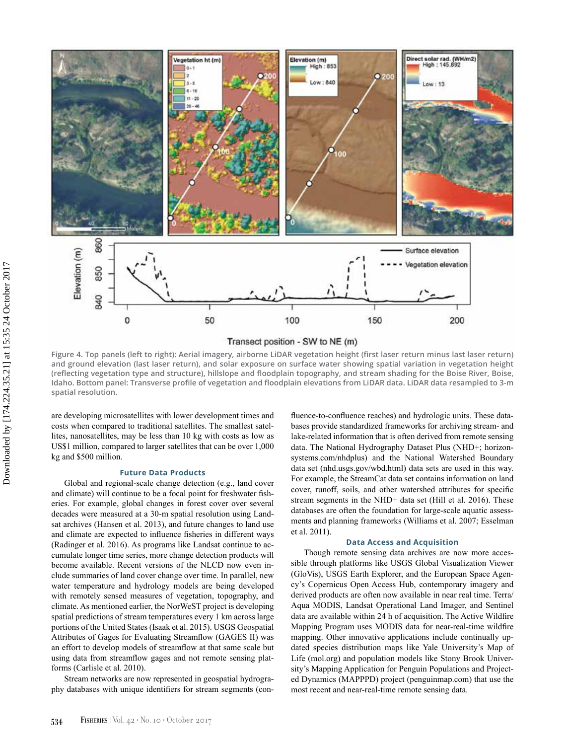Figure 4. Top panels (left to right): Aerial imagery, airborne LiDAR vegetation height (first laser return minus last laser return) and ground elevation (last laser return), and solar exposure on surface water showing spatial variation in vegetation height (reflecting vegetation type and structure), hillslope and floodplain topography, and stream shading for the Boise River, Boise, Idaho. Bottom panel: Transverse profile of vegetation and floodplain elevations from LiDAR data. LiDAR data resampled to 3-m spatial resolution.

are developing microsatellites with lower development times and costs when compared to traditional satellites. The smallest satellites, nanosatellites, may be less than 10 kg with costs as low as US$1 million, compared to larger satellites that can be over 1,000 kg and $500 million.

### Future Data Products

Global and regional-scale change detection (e.g., land cover and climate) will continue to be a focal point for freshwater fisheries. For example, global changes in forest cover over several decades were measured at a 30-m spatial resolution using Landsat archives (Hansen et al. 2013), and future changes to land use and climate are expected to influence fisheries in different ways (Radinger et al. 2016). As programs like Landsat continue to accumulate longer time series, more change detection products will become available. Recent versions of the NLCD now even include summaries of land cover change over time. In parallel, new water temperature and hydrology models are being developed with remotely sensed measures of vegetation, topography, and climate. As mentioned earlier, the NorWeST project is developing spatial predictions of stream temperatures every 1 km across large portions of the United States (Isaak et al. 2015). USGS Geospatial Attributes of Gages for Evaluating Streamflow (GAGES II) was an effort to develop models of streamflow at that same scale but using data from streamflow gages and not remote sensing platforms (Carlisle et al. 2010).

Stream networks are now represented in geospatial hydrography databases with unique identifiers for stream segments (confluence-to-confluence reaches) and hydrologic units. These databases provide standardized frameworks for archiving stream- and lake-related information that is often derived from remote sensing data. The National Hydrography Dataset Plus (NHD+; horizon-systems.com/nhdplus) and the National Watershed Boundary data set (nhd.usgs.gov/wbd.html) data sets are used in this way. For example, the StreamCat data set contains information on land cover, runoff, soils, and other watershed attributes for specific stream segments in the NHD+ data set (Hill et al. 2016). These databases are often the foundation for large-scale aquatic assessments and planning frameworks (Williams et al. 2007; Esselman et al. 2011).

### Data Access and Acquisition

Though remote sensing data archives are now more accessible through platforms like USGS Global Visualization Viewer (GloVis), USGS Earth Explorer, and the European Space Agency's Copernicus Open Access Hub, contemporary imagery and derived products are often now available in near real time. Terra/Aqua MODIS, Landsat Operational Land Imager, and Sentinel data are available within 24 h of acquisition. The Active Wildfire Mapping Program uses MODIS data for near-real-time wildfire mapping. Other innovative applications include continually updated species distribution maps like Yale University's Map of Life (mol.org) and population models like Stony Brook University's Mapping Application for Penguin Populations and Projected Dynamics (MAPPPD) project (penguinmap.com) that use the most recent and near-real-time remote sensing data.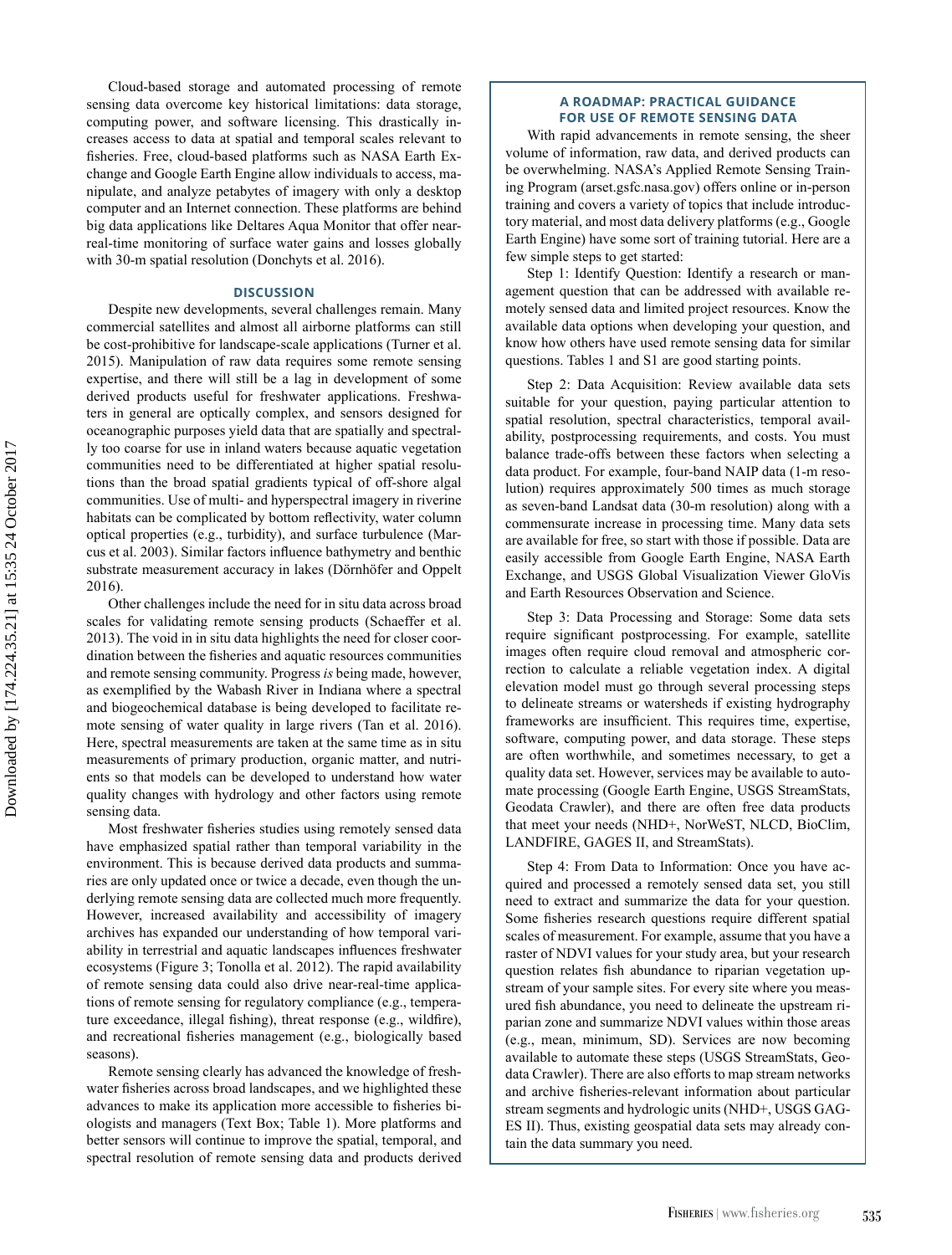Cloud-based storage and automated processing of remote sensing data overcome key historical limitations: data storage, computing power, and software licensing. This drastically increases access to data at spatial and temporal scales relevant to fisheries. Free, cloud-based platforms such as NASA Earth Exchange and Google Earth Engine allow individuals to access, manipulate, and analyze petabytes of imagery with only a desktop computer and an Internet connection. These platforms are behind big data applications like Deltares Aqua Monitor that offer near-real-time monitoring of surface water gains and losses globally with 30-m spatial resolution (Donchyts et al. 2016).

## DISCUSSION

Despite new developments, several challenges remain. Many commercial satellites and almost all airborne platforms can still be cost-prohibitive for landscape-scale applications (Turner et al. 2015). Manipulation of raw data requires some remote sensing expertise, and there will still be a lag in development of some derived products useful for freshwater applications. Freshwaters in general are optically complex, and sensors designed for oceanographic purposes yield data that are spatially and spectrally too coarse for use in inland waters because aquatic vegetation communities need to be differentiated at higher spatial resolutions than the broad spatial gradients typical of off-shore algal communities. Use of multi- and hyperspectral imagery in riverine habitats can be complicated by bottom reflectivity, water column optical properties (e.g., turbidity), and surface turbulence (Marcus et al. 2003). Similar factors influence bathymetry and benthic substrate measurement accuracy in lakes (Dörnhöfer and Oppelt 2016).

Other challenges include the need for in situ data across broad scales for validating remote sensing products (Schaeffer et al. 2013). The void in in situ data highlights the need for closer coordination between the fisheries and aquatic resources communities and remote sensing community. Progress *is* being made, however, as exemplified by the Wabash River in Indiana where a spectral and biogeochemical database is being developed to facilitate remote sensing of water quality in large rivers (Tan et al. 2016). Here, spectral measurements are taken at the same time as in situ measurements of primary production, organic matter, and nutrients so that models can be developed to understand how water quality changes with hydrology and other factors using remote sensing data.

Most freshwater fisheries studies using remotely sensed data have emphasized spatial rather than temporal variability in the environment. This is because derived data products and summaries are only updated once or twice a decade, even though the underlying remote sensing data are collected much more frequently. However, increased availability and accessibility of imagery archives has expanded our understanding of how temporal variability in terrestrial and aquatic landscapes influences freshwater ecosystems (Figure 3; Tonolla et al. 2012). The rapid availability of remote sensing data could also drive near-real-time applications of remote sensing for regulatory compliance (e.g., temperature exceedance, illegal fishing), threat response (e.g., wildfire), and recreational fisheries management (e.g., biologically based seasons).

Remote sensing clearly has advanced the knowledge of freshwater fisheries across broad landscapes, and we highlighted these advances to make its application more accessible to fisheries biologists and managers (Text Box; Table 1). More platforms and better sensors will continue to improve the spatial, temporal, and spectral resolution of remote sensing data and products derived

### A ROADMAP: PRACTICAL GUIDANCE FOR USE OF REMOTE SENSING DATA

With rapid advancements in remote sensing, the sheer volume of information, raw data, and derived products can be overwhelming. NASA's Applied Remote Sensing Training Program (arset.gsfc.nasa.gov) offers online or in-person training and covers a variety of topics that include introductory material, and most data delivery platforms (e.g., Google Earth Engine) have some sort of training tutorial. Here are a few simple steps to get started:

Step 1: Identify Question: Identify a research or management question that can be addressed with available remotely sensed data and limited project resources. Know the available data options when developing your question, and know how others have used remote sensing data for similar questions. Tables 1 and S1 are good starting points.

Step 2: Data Acquisition: Review available data sets suitable for your question, paying particular attention to spatial resolution, spectral characteristics, temporal availability, postprocessing requirements, and costs. You must balance trade-offs between these factors when selecting a data product. For example, four-band NAIP data (1-m resolution) requires approximately 500 times as much storage as seven-band Landsat data (30-m resolution) along with a commensurate increase in processing time. Many data sets are available for free, so start with those if possible. Data are easily accessible from Google Earth Engine, NASA Earth Exchange, and USGS Global Visualization Viewer GloVis and Earth Resources Observation and Science.

Step 3: Data Processing and Storage: Some data sets require significant postprocessing. For example, satellite images often require cloud removal and atmospheric correction to calculate a reliable vegetation index. A digital elevation model must go through several processing steps to delineate streams or watersheds if existing hydrography frameworks are insufficient. This requires time, expertise, software, computing power, and data storage. These steps are often worthwhile, and sometimes necessary, to get a quality data set. However, services may be available to automate processing (Google Earth Engine, USGS StreamStats, Geodata Crawler), and there are often free data products that meet your needs (NHD+, NorWeST, NLCD, BioClim, LANDFIRE, GAGES II, and StreamStats).

Step 4: From Data to Information: Once you have acquired and processed a remotely sensed data set, you still need to extract and summarize the data for your question. Some fisheries research questions require different spatial scales of measurement. For example, assume that you have a raster of NDVI values for your study area, but your research question relates fish abundance to riparian vegetation upstream of your sample sites. For every site where you measured fish abundance, you need to delineate the upstream riparian zone and summarize NDVI values within those areas (e.g., mean, minimum, SD). Services are now becoming available to automate these steps (USGS StreamStats, Geodata Crawler). There are also efforts to map stream networks and archive fisheries-relevant information about particular stream segments and hydrologic units (NHD+, USGS GAGES II). Thus, existing geospatial data sets may already contain the data summary you need.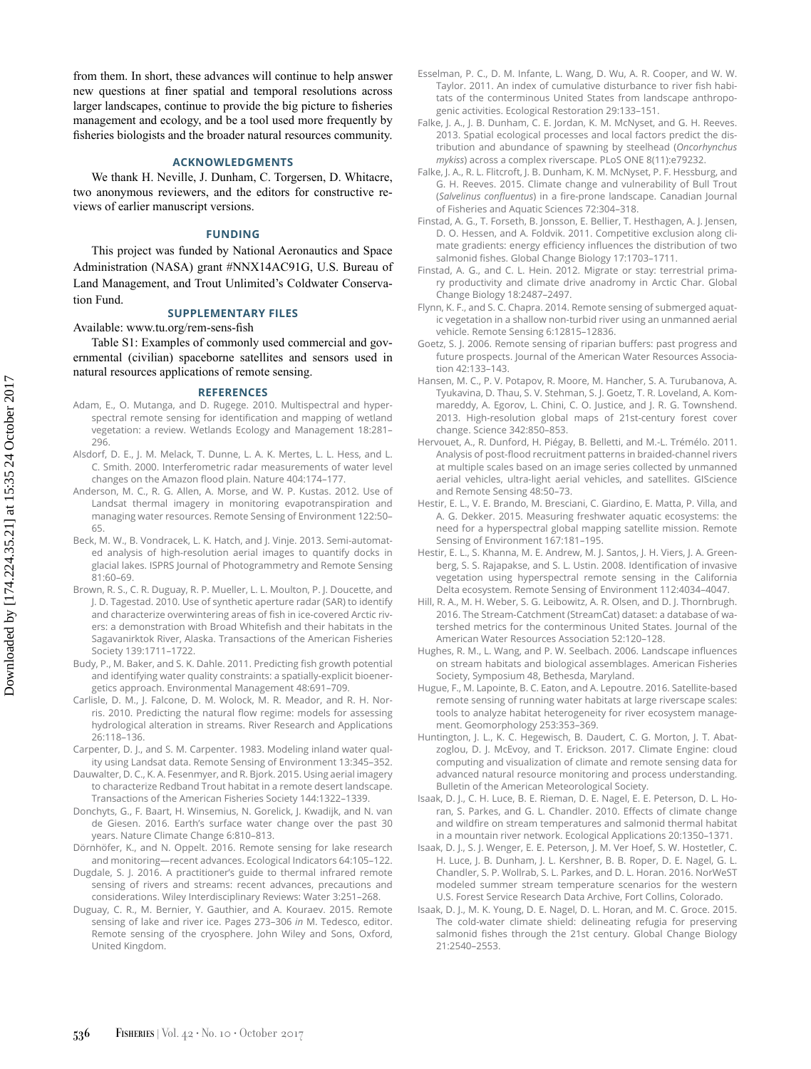from them. In short, these advances will continue to help answer new questions at finer spatial and temporal resolutions across larger landscapes, continue to provide the big picture to fisheries management and ecology, and be a tool used more frequently by fisheries biologists and the broader natural resources community.

## ACKNOWLEDGMENTS

We thank H. Neville, J. Dunham, C. Torgersen, D. Whitacre, two anonymous reviewers, and the editors for constructive reviews of earlier manuscript versions.

## FUNDING

This project was funded by National Aeronautics and Space Administration (NASA) grant #NNX14AC91G, U.S. Bureau of Land Management, and Trout Unlimited's Coldwater Conservation Fund.

## SUPPLEMENTARY FILES

Available: www.tu.org/rem-sens-fish

Table S1: Examples of commonly used commercial and governmental (civilian) spaceborne satellites and sensors used in natural resources applications of remote sensing.

## REFERENCES

Adam, E., O. Mutanga, and D. Rugege. 2010. Multispectral and hyperspectral remote sensing for identification and mapping of wetland vegetation: a review. Wetlands Ecology and Management 18:281–296.

Alsdorf, D. E., J. M. Melack, T. Dunne, L. A. K. Mertes, L. L. Hess, and L. C. Smith. 2000. Interferometric radar measurements of water level changes on the Amazon flood plain. Nature 404:174–177.

Anderson, M. C., R. G. Allen, A. Morse, and W. P. Kustas. 2012. Use of Landsat thermal imagery in monitoring evapotranspiration and managing water resources. Remote Sensing of Environment 122:50–65.

Beck, M. W., B. Vondracek, L. K. Hatch, and J. Vinje. 2013. Semi-automated analysis of high-resolution aerial images to quantify docks in glacial lakes. ISPRS Journal of Photogrammetry and Remote Sensing 81:60–69.

Brown, R. S., C. R. Duguay, R. P. Mueller, L. L. Moulton, P. J. Doucette, and J. D. Tagestad. 2010. Use of synthetic aperture radar (SAR) to identify and characterize overwintering areas of fish in ice-covered Arctic rivers: a demonstration with Broad Whitefish and their habitats in the Sagavanirktok River, Alaska. Transactions of the American Fisheries Society 139:1711–1722.

Budy, P., M. Baker, and S. K. Dahle. 2011. Predicting fish growth potential and identifying water quality constraints: a spatially-explicit bioenergetics approach. Environmental Management 48:691–709.

Carlisle, D. M., J. Falcone, D. M. Wolock, M. R. Meador, and R. H. Norris. 2010. Predicting the natural flow regime: models for assessing hydrological alteration in streams. River Research and Applications 26:118–136.

Carpenter, D. J., and S. M. Carpenter. 1983. Modeling inland water quality using Landsat data. Remote Sensing of Environment 13:345–352.

Dauwalter, D. C., K. A. Fesenmyer, and R. Bjork. 2015. Using aerial imagery to characterize Redband Trout habitat in a remote desert landscape. Transactions of the American Fisheries Society 144:1322–1339.

Donchyts, G., F. Baart, H. Winsemius, N. Gorelick, J. Kwadijk, and N. van de Giesen. 2016. Earth's surface water change over the past 30 years. Nature Climate Change 6:810–813.

Dörnhöfer, K., and N. Oppelt. 2016. Remote sensing for lake research and monitoring—recent advances. Ecological Indicators 64:105–122.

Dugdale, S. J. 2016. A practitioner's guide to thermal infrared remote sensing of rivers and streams: recent advances, precautions and considerations. Wiley Interdisciplinary Reviews: Water 3:251–268.

Duguay, C. R., M. Bernier, Y. Gauthier, and A. Kouraev. 2015. Remote sensing of lake and river ice. Pages 273–306 *in* M. Tedesco, editor. Remote sensing of the cryosphere. John Wiley and Sons, Oxford, United Kingdom.

Esselman, P. C., D. M. Infante, L. Wang, D. Wu, A. R. Cooper, and W. W. Taylor. 2011. An index of cumulative disturbance to river fish habitats of the conterminous United States from landscape anthropogenic activities. Ecological Restoration 29:133–151.

Falke, J. A., J. B. Dunham, C. E. Jordan, K. M. McNyset, and G. H. Reeves. 2013. Spatial ecological processes and local factors predict the distribution and abundance of spawning by steelhead (*Oncorhynchus mykiss*) across a complex riverscape. PLoS ONE 8(11):e79232.

Falke, J. A., R. L. Flitcroft, J. B. Dunham, K. M. McNyset, P. F. Hessburg, and G. H. Reeves. 2015. Climate change and vulnerability of Bull Trout (*Salvelinus confluentus*) in a fire-prone landscape. Canadian Journal of Fisheries and Aquatic Sciences 72:304–318.

Finstad, A. G., T. Forseth, B. Jonsson, E. Bellier, T. Hesthagen, A. J. Jensen, D. O. Hessen, and A. Foldvik. 2011. Competitive exclusion along climate gradients: energy efficiency influences the distribution of two salmonid fishes. Global Change Biology 17:1703–1711.

Finstad, A. G., and C. L. Hein. 2012. Migrate or stay: terrestrial primary productivity and climate drive anadromy in Arctic Char. Global Change Biology 18:2487–2497.

Flynn, K. F., and S. C. Chapra. 2014. Remote sensing of submerged aquatic vegetation in a shallow non-turbid river using an unmanned aerial vehicle. Remote Sensing 6:12815–12836.

Goetz, S. J. 2006. Remote sensing of riparian buffers: past progress and future prospects. Journal of the American Water Resources Association 42:133–143.

Hansen, M. C., P. V. Potapov, R. Moore, M. Hancher, S. A. Turubanova, A. Tyukavina, D. Thau, S. V. Stehman, S. J. Goetz, T. R. Loveland, A. Kommareddy, A. Egorov, L. Chini, C. O. Justice, and J. R. G. Townshend. 2013. High-resolution global maps of 21st-century forest cover change. Science 342:850–853.

Hervouet, A., R. Dunford, H. Piégay, B. Belletti, and M.-L. Trémélo. 2011. Analysis of post-flood recruitment patterns in braided-channel rivers at multiple scales based on an image series collected by unmanned aerial vehicles, ultra-light aerial vehicles, and satellites. GIScience and Remote Sensing 48:50–73.

Hestir, E. L., V. E. Brando, M. Bresciani, C. Giardino, E. Matta, P. Villa, and A. G. Dekker. 2015. Measuring freshwater aquatic ecosystems: the need for a hyperspectral global mapping satellite mission. Remote Sensing of Environment 167:181–195.

Hestir, E. L., S. Khanna, M. E. Andrew, M. J. Santos, J. H. Viers, J. A. Greenberg, S. S. Rajapakse, and S. L. Ustin. 2008. Identification of invasive vegetation using hyperspectral remote sensing in the California Delta ecosystem. Remote Sensing of Environment 112:4034–4047.

Hill, R. A., M. H. Weber, S. G. Leibowitz, A. R. Olsen, and D. J. Thornbrugh. 2016. The Stream-Catchment (StreamCat) dataset: a database of watershed metrics for the conterminous United States. Journal of the American Water Resources Association 52:120–128.

Hughes, R. M., L. Wang, and P. W. Seelbach. 2006. Landscape influences on stream habitats and biological assemblages. American Fisheries Society, Symposium 48, Bethesda, Maryland.

Hugue, F., M. Lapointe, B. C. Eaton, and A. Lepoutre. 2016. Satellite-based remote sensing of running water habitats at large riverscape scales: tools to analyze habitat heterogeneity for river ecosystem management. Geomorphology 253:353–369.

Huntington, J. L., K. C. Hegewisch, B. Daudert, C. G. Morton, J. T. Abatzoglou, D. J. McEvoy, and T. Erickson. 2017. Climate Engine: cloud computing and visualization of climate and remote sensing data for advanced natural resource monitoring and process understanding. Bulletin of the American Meteorological Society.

Isaak, D. J., C. H. Luce, B. E. Rieman, D. E. Nagel, E. E. Peterson, D. L. Horan, S. Parkes, and G. L. Chandler. 2010. Effects of climate change and wildfire on stream temperatures and salmonid thermal habitat in a mountain river network. Ecological Applications 20:1350–1371.

Isaak, D. J., S. J. Wenger, E. E. Peterson, J. M. Ver Hoef, S. W. Hostetler, C. H. Luce, J. B. Dunham, J. L. Kershner, B. B. Roper, D. E. Nagel, G. L. Chandler, S. P. Wollrab, S. L. Parkes, and D. L. Horan. 2016. NorWeST modeled summer stream temperature scenarios for the western U.S. Forest Service Research Data Archive, Fort Collins, Colorado.

Isaak, D. J., M. K. Young, D. E. Nagel, D. L. Horan, and M. C. Groce. 2015. The cold-water climate shield: delineating refugia for preserving salmonid fishes through the 21st century. Global Change Biology 21:2540–2553.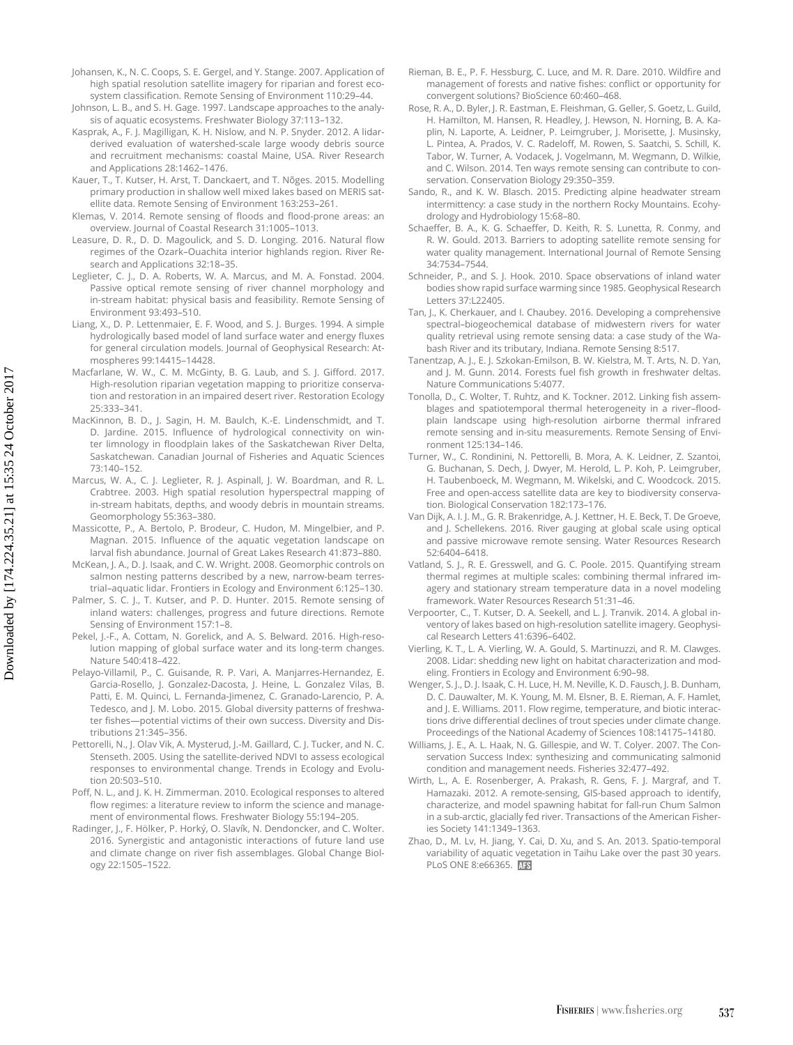Johansen, K., N. C. Coops, S. E. Gergel, and Y. Stange. 2007. Application of high spatial resolution satellite imagery for riparian and forest ecosystem classification. Remote Sensing of Environment 110:29–44.

Johnson, L. B., and S. H. Gage. 1997. Landscape approaches to the analysis of aquatic ecosystems. Freshwater Biology 37:113–132.

Kasprak, A., F. J. Magilligan, K. H. Nislow, and N. P. Snyder. 2012. A lidar-derived evaluation of watershed-scale large woody debris source and recruitment mechanisms: coastal Maine, USA. River Research and Applications 28:1462–1476.

Kauer, T., T. Kutser, H. Arst, T. Danckaert, and T. Nõges. 2015. Modelling primary production in shallow well mixed lakes based on MERIS satellite data. Remote Sensing of Environment 163:253–261.

Klemas, V. 2014. Remote sensing of floods and flood-prone areas: an overview. Journal of Coastal Research 31:1005–1013.

Leasure, D. R., D. D. Magoulick, and S. D. Longing. 2016. Natural flow regimes of the Ozark–Ouachita interior highlands region. River Research and Applications 32:18–35.

Legleiter, C. J., D. A. Roberts, W. A. Marcus, and M. A. Fonstad. 2004. Passive optical remote sensing of river channel morphology and in-stream habitat: physical basis and feasibility. Remote Sensing of Environment 93:493–510.

Liang, X., D. P. Lettenmaier, E. F. Wood, and S. J. Burges. 1994. A simple hydrologically based model of land surface water and energy fluxes for general circulation models. Journal of Geophysical Research: Atmospheres 99:14415–14428.

Macfarlane, W. W., C. M. McGinty, B. G. Laub, and S. J. Gifford. 2017. High-resolution riparian vegetation mapping to prioritize conservation and restoration in an impaired desert river. Restoration Ecology 25:333–341.

MacKinnon, B. D., J. Sagin, H. M. Baulch, K.-E. Lindenschmidt, and T. D. Jardine. 2015. Influence of hydrological connectivity on winter limnology in floodplain lakes of the Saskatchewan River Delta, Saskatchewan. Canadian Journal of Fisheries and Aquatic Sciences 73:140–152.

Marcus, W. A., C. J. Legleiter, R. J. Aspinall, J. W. Boardman, and R. L. Crabtree. 2003. High spatial resolution hyperspectral mapping of in-stream habitats, depths, and woody debris in mountain streams. Geomorphology 55:363–380.

Massicotte, P., A. Bertolo, P. Brodeur, C. Hudon, M. Mingelbier, and P. Magnan. 2015. Influence of the aquatic vegetation landscape on larval fish abundance. Journal of Great Lakes Research 41:873–880.

McKean, J. A., D. J. Isaak, and C. W. Wright. 2008. Geomorphic controls on salmon nesting patterns described by a new, narrow-beam terrestrial–aquatic lidar. Frontiers in Ecology and Environment 6:125–130.

Palmer, S. C. J., T. Kutser, and P. D. Hunter. 2015. Remote sensing of inland waters: challenges, progress and future directions. Remote Sensing of Environment 157:1–8.

Pekel, J.-F., A. Cottam, N. Gorelick, and A. S. Belward. 2016. High-resolution mapping of global surface water and its long-term changes. Nature 540:418–422.

Pelayo-Villamil, P., C. Guisande, R. P. Vari, A. Manjarres-Hernandez, E. Garcia-Rosello, J. Gonzalez-Dacosta, J. Heine, L. Gonzalez Vilas, B. Patti, E. M. Quinci, L. Fernanda-Jimenez, C. Granado-Larencio, P. A. Tedesco, and J. M. Lobo. 2015. Global diversity patterns of freshwater fishes—potential victims of their own success. Diversity and Distributions 21:345–356.

Pettorelli, N., J. Olav Vik, A. Mysterud, J.-M. Gaillard, C. J. Tucker, and N. C. Stenseth. 2005. Using the satellite-derived NDVI to assess ecological responses to environmental change. Trends in Ecology and Evolution 20:503–510.

Poff, N. L., and J. K. H. Zimmerman. 2010. Ecological responses to altered flow regimes: a literature review to inform the science and management of environmental flows. Freshwater Biology 55:194–205.

Radinger, J., F. Hölker, P. Horký, O. Slavík, N. Dendoncker, and C. Wolter. 2016. Synergistic and antagonistic interactions of future land use and climate change on river fish assemblages. Global Change Biology 22:1505–1522.

Rieman, B. E., P. F. Hessburg, C. Luce, and M. R. Dare. 2010. Wildfire and management of forests and native fishes: conflict or opportunity for convergent solutions? BioScience 60:460–468.

Rose, R. A., D. Byler, J. R. Eastman, E. Fleishman, G. Geller, S. Goetz, L. Guild, H. Hamilton, M. Hansen, R. Headley, J. Hewson, N. Horning, B. A. Kaplin, N. Laporte, A. Leidner, P. Leimgruber, J. Morisette, J. Musinsky, L. Pintea, A. Prados, V. C. Radeloff, M. Rowen, S. Saatchi, S. Schill, K. Tabor, W. Turner, A. Vodacek, J. Vogelmann, M. Wegmann, D. Wilkie, and C. Wilson. 2014. Ten ways remote sensing can contribute to conservation. Conservation Biology 29:350–359.

Sando, R., and K. W. Blasch. 2015. Predicting alpine headwater stream intermittency: a case study in the northern Rocky Mountains. Ecohydrology and Hydrobiology 15:68–80.

Schaeffer, B. A., K. G. Schaeffer, D. Keith, R. S. Lunetta, R. Conmy, and R. W. Gould. 2013. Barriers to adopting satellite remote sensing for water quality management. International Journal of Remote Sensing 34:7534–7544.

Schneider, P., and S. J. Hook. 2010. Space observations of inland water bodies show rapid surface warming since 1985. Geophysical Research Letters 37:L22405.

Tan, J., K. Cherkauer, and I. Chaubey. 2016. Developing a comprehensive spectral–biogeochemical database of midwestern rivers for water quality retrieval using remote sensing data: a case study of the Wabash River and its tributary, Indiana. Remote Sensing 8:517.

Tanentzap, A. J., E. J. Szkokan-Emilson, B. W. Kielstra, M. T. Arts, N. D. Yan, and J. M. Gunn. 2014. Forests fuel fish growth in freshwater deltas. Nature Communications 5:4077.

Tonolla, D., C. Wolter, T. Ruhtz, and K. Tockner. 2012. Linking fish assemblages and spatiotemporal thermal heterogeneity in a river–floodplain landscape using high-resolution airborne thermal infrared remote sensing and in-situ measurements. Remote Sensing of Environment 125:134–146.

Turner, W., C. Rondinini, N. Pettorelli, B. Mora, A. K. Leidner, Z. Szantoi, G. Buchanan, S. Dech, J. Dwyer, M. Herold, L. P. Koh, P. Leimgruber, H. Taubenboeck, M. Wegmann, M. Wikelski, and C. Woodcock. 2015. Free and open-access satellite data are key to biodiversity conservation. Biological Conservation 182:173–176.

Van Dijk, A. I. J. M., G. R. Brakenridge, A. J. Kettner, H. E. Beck, T. De Groeve, and J. Schellekens. 2016. River gauging at global scale using optical and passive microwave remote sensing. Water Resources Research 52:6404–6418.

Vatland, S. J., R. E. Gresswell, and G. C. Poole. 2015. Quantifying stream thermal regimes at multiple scales: combining thermal infrared imagery and stationary stream temperature data in a novel modeling framework. Water Resources Research 51:31–46.

Verpoorter, C., T. Kutser, D. A. Seekell, and L. J. Tranvik. 2014. A global inventory of lakes based on high-resolution satellite imagery. Geophysical Research Letters 41:6396–6402.

Vierling, K. T., L. A. Vierling, W. A. Gould, S. Martinuzzi, and R. M. Clawges. 2008. Lidar: shedding new light on habitat characterization and modeling. Frontiers in Ecology and Environment 6:90–98.

Wenger, S. J., D. J. Isaak, C. H. Luce, H. M. Neville, K. D. Fausch, J. B. Dunham, D. C. Dauwalter, M. K. Young, M. M. Elsner, B. E. Rieman, A. F. Hamlet, and J. E. Williams. 2011. Flow regime, temperature, and biotic interactions drive differential declines of trout species under climate change. Proceedings of the National Academy of Sciences 108:14175–14180.

Williams, J. E., A. L. Haak, N. G. Gillespie, and W. T. Colyer. 2007. The Conservation Success Index: synthesizing and communicating salmonid condition and management needs. Fisheries 32:477–492.

Wirth, L., A. E. Rosenberger, A. Prakash, R. Gens, F. J. Margraf, and T. Hamazaki. 2012. A remote-sensing, GIS-based approach to identify, characterize, and model spawning habitat for fall-run Chum Salmon in a sub-arctic, glacially fed river. Transactions of the American Fisheries Society 141:1349–1363.

Zhao, D., M. Lv, H. Jiang, Y. Cai, D. Xu, and S. An. 2013. Spatio-temporal variability of aquatic vegetation in Taihu Lake over the past 30 years. PLoS ONE 8:e66365.